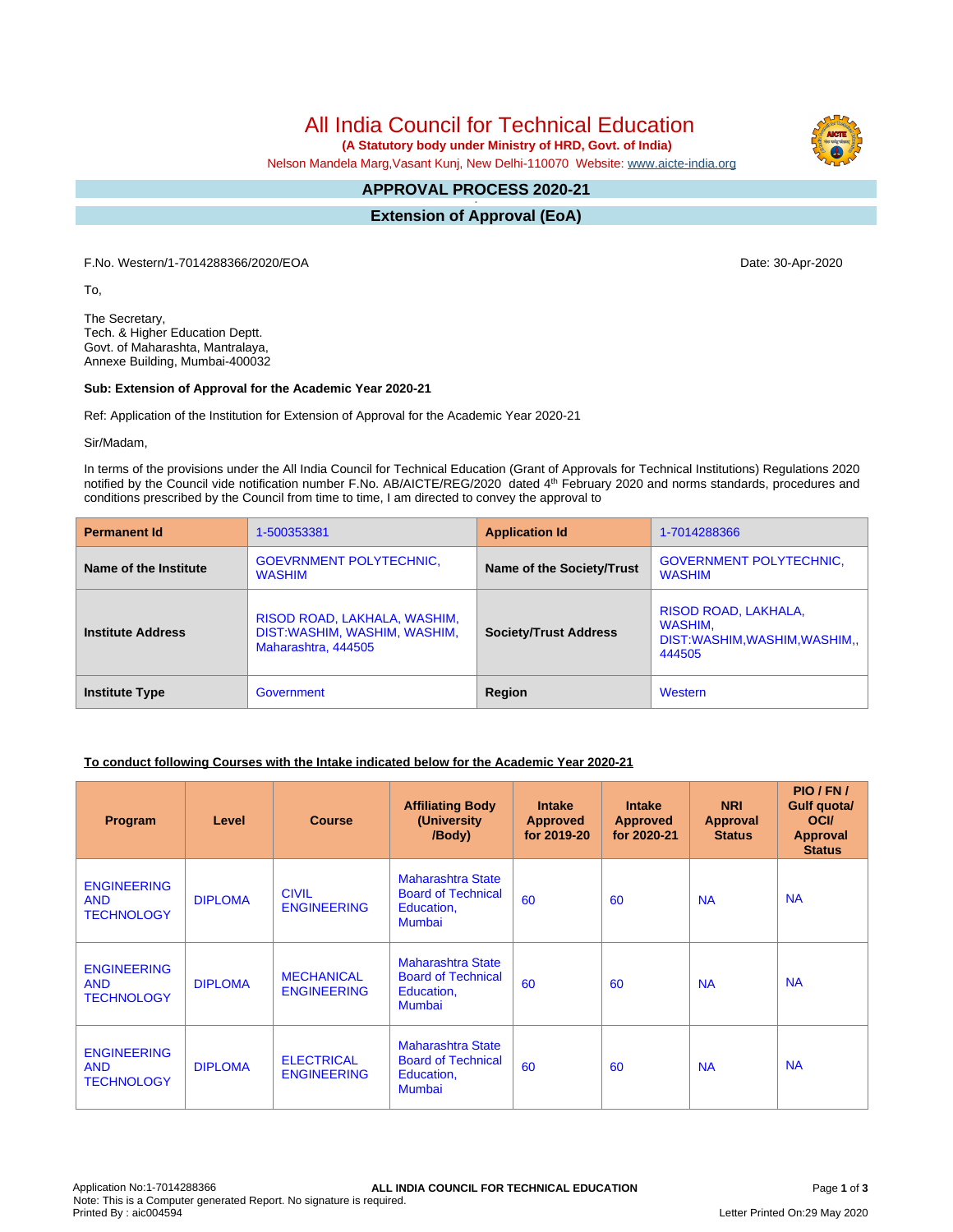# All India Council for Technical Education

**(A Statutory body under Ministry of HRD, Govt. of India)**

Nelson Mandela Marg,Vasant Kunj, New Delhi-110070 Website: www.aicte-india.org

## APPROVAL PROCESS 2020-21

## Extension of Approval (EoA)

F.No. Western/1-7014288366/2020/EOA Date: 30-Apr-2020

To,

The Secretary,
Tech. & Higher Education Deptt.
Govt. of Maharashta, Mantralaya,
Annexe Building, Mumbai-400032

**Sub: Extension of Approval for the Academic Year 2020-21**

Ref: Application of the Institution for Extension of Approval for the Academic Year 2020-21

Sir/Madam,

In terms of the provisions under the All India Council for Technical Education (Grant of Approvals for Technical Institutions) Regulations 2020 notified by the Council vide notification number F.No. AB/AICTE/REG/2020 dated 4th February 2020 and norms standards, procedures and conditions prescribed by the Council from time to time, I am directed to convey the approval to

| **Permanent Id** | 1-500353381 | **Application Id** | 1-7014288366 |
|---|---|---|---|
| **Name of the Institute** | GOEVRNMENT POLYTECHNIC, WASHIM | **Name of the Society/Trust** | GOVERNMENT POLYTECHNIC, WASHIM |
| **Institute Address** | RISOD ROAD, LAKHALA, WASHIM, DIST:WASHIM, WASHIM, WASHIM, Maharashtra, 444505 | **Society/Trust Address** | RISOD ROAD, LAKHALA, WASHIM, DIST:WASHIM,WASHIM,WASHIM,, 444505 |
| **Institute Type** | Government | **Region** | Western |

**To conduct following Courses with the Intake indicated below for the Academic Year 2020-21**

| Program | Level | Course | Affiliating Body (University /Body) | Intake Approved for 2019-20 | Intake Approved for 2020-21 | NRI Approval Status | PIO / FN / Gulf quota/ OCI/ Approval Status |
|---|---|---|---|---|---|---|---|
| ENGINEERING AND TECHNOLOGY | DIPLOMA | CIVIL ENGINEERING | Maharashtra State Board of Technical Education, Mumbai | 60 | 60 | NA | NA |
| ENGINEERING AND TECHNOLOGY | DIPLOMA | MECHANICAL ENGINEERING | Maharashtra State Board of Technical Education, Mumbai | 60 | 60 | NA | NA |
| ENGINEERING AND TECHNOLOGY | DIPLOMA | ELECTRICAL ENGINEERING | Maharashtra State Board of Technical Education, Mumbai | 60 | 60 | NA | NA |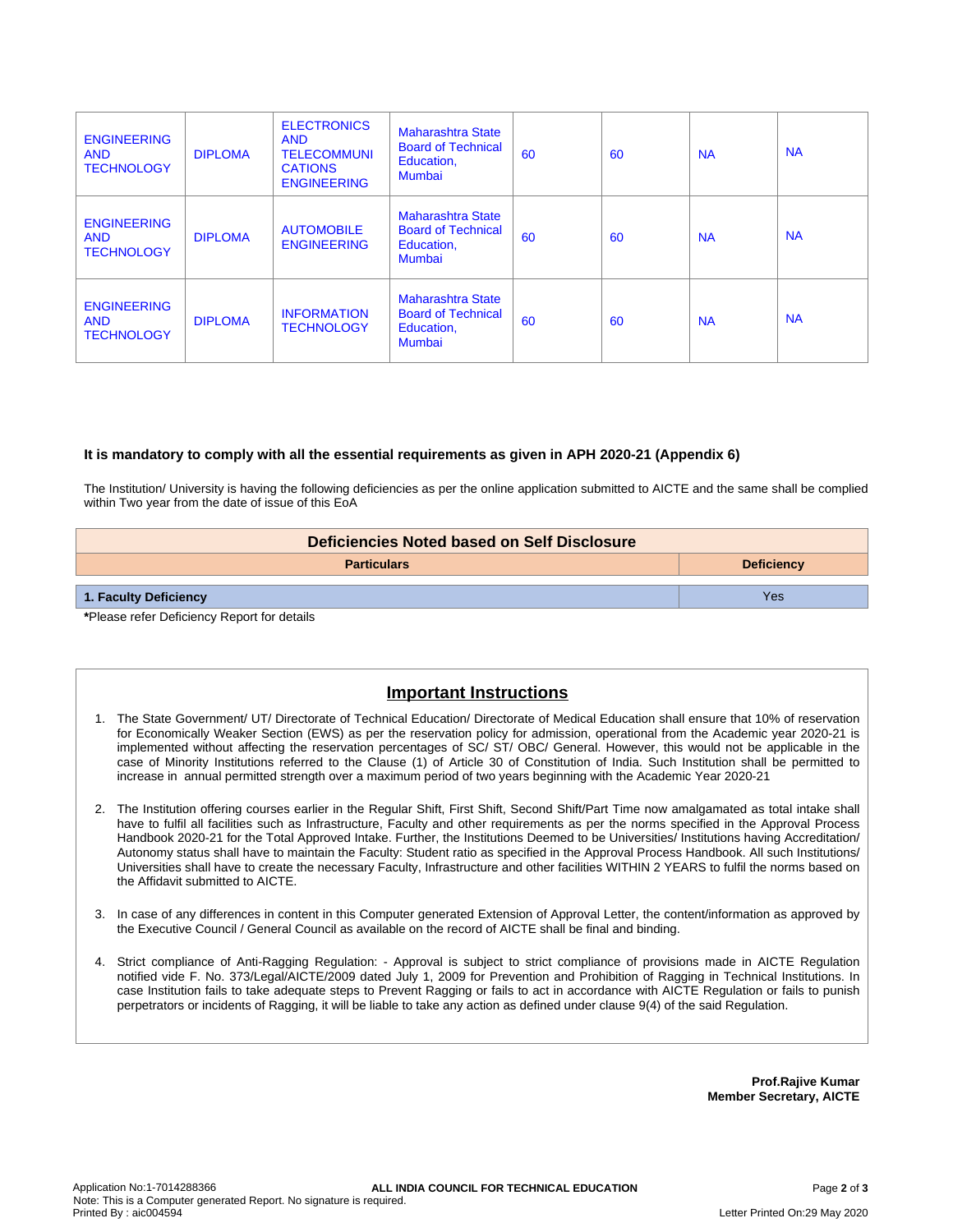| ENGINEERING AND TECHNOLOGY | DIPLOMA | ELECTRONICS AND TELECOMMUNICATIONS ENGINEERING | Maharashtra State Board of Technical Education, Mumbai | 60 | 60 | NA | NA |
|---|---|---|---|---|---|---|---|
| ENGINEERING AND TECHNOLOGY | DIPLOMA | AUTOMOBILE ENGINEERING | Maharashtra State Board of Technical Education, Mumbai | 60 | 60 | NA | NA |
| ENGINEERING AND TECHNOLOGY | DIPLOMA | INFORMATION TECHNOLOGY | Maharashtra State Board of Technical Education, Mumbai | 60 | 60 | NA | NA |

**It is mandatory to comply with all the essential requirements as given in APH 2020-21 (Appendix 6)**

The Institution/ University is having the following deficiencies as per the online application submitted to AICTE and the same shall be complied within Two year from the date of issue of this EoA

| Deficiencies Noted based on Self Disclosure | |
|---|---|
| **Particulars** | **Deficiency** |
| **1. Faculty Deficiency** | Yes |

***Please refer Deficiency Report for details**

## Important Instructions

1. The State Government/ UT/ Directorate of Technical Education/ Directorate of Medical Education shall ensure that 10% of reservation for Economically Weaker Section (EWS) as per the reservation policy for admission, operational from the Academic year 2020-21 is implemented without affecting the reservation percentages of SC/ ST/ OBC/ General. However, this would not be applicable in the case of Minority Institutions referred to the Clause (1) of Article 30 of Constitution of India. Such Institution shall be permitted to increase in annual permitted strength over a maximum period of two years beginning with the Academic Year 2020-21
2. The Institution offering courses earlier in the Regular Shift, First Shift, Second Shift/Part Time now amalgamated as total intake shall have to fulfil all facilities such as Infrastructure, Faculty and other requirements as per the norms specified in the Approval Process Handbook 2020-21 for the Total Approved Intake. Further, the Institutions Deemed to be Universities/ Institutions having Accreditation/ Autonomy status shall have to maintain the Faculty: Student ratio as specified in the Approval Process Handbook. All such Institutions/ Universities shall have to create the necessary Faculty, Infrastructure and other facilities WITHIN 2 YEARS to fulfil the norms based on the Affidavit submitted to AICTE.
3. In case of any differences in content in this Computer generated Extension of Approval Letter, the content/information as approved by the Executive Council / General Council as available on the record of AICTE shall be final and binding.
4. Strict compliance of Anti-Ragging Regulation: - Approval is subject to strict compliance of provisions made in AICTE Regulation notified vide F. No. 373/Legal/AICTE/2009 dated July 1, 2009 for Prevention and Prohibition of Ragging in Technical Institutions. In case Institution fails to take adequate steps to Prevent Ragging or fails to act in accordance with AICTE Regulation or fails to punish perpetrators or incidents of Ragging, it will be liable to take any action as defined under clause 9(4) of the said Regulation.

**Prof.Rajive Kumar**
**Member Secretary, AICTE**

Application No:1-7014288366
Note: This is a Computer generated Report. No signature is required.
Printed By : aic004594
**ALL INDIA COUNCIL FOR TECHNICAL EDUCATION**
Letter Printed On:29 May 2020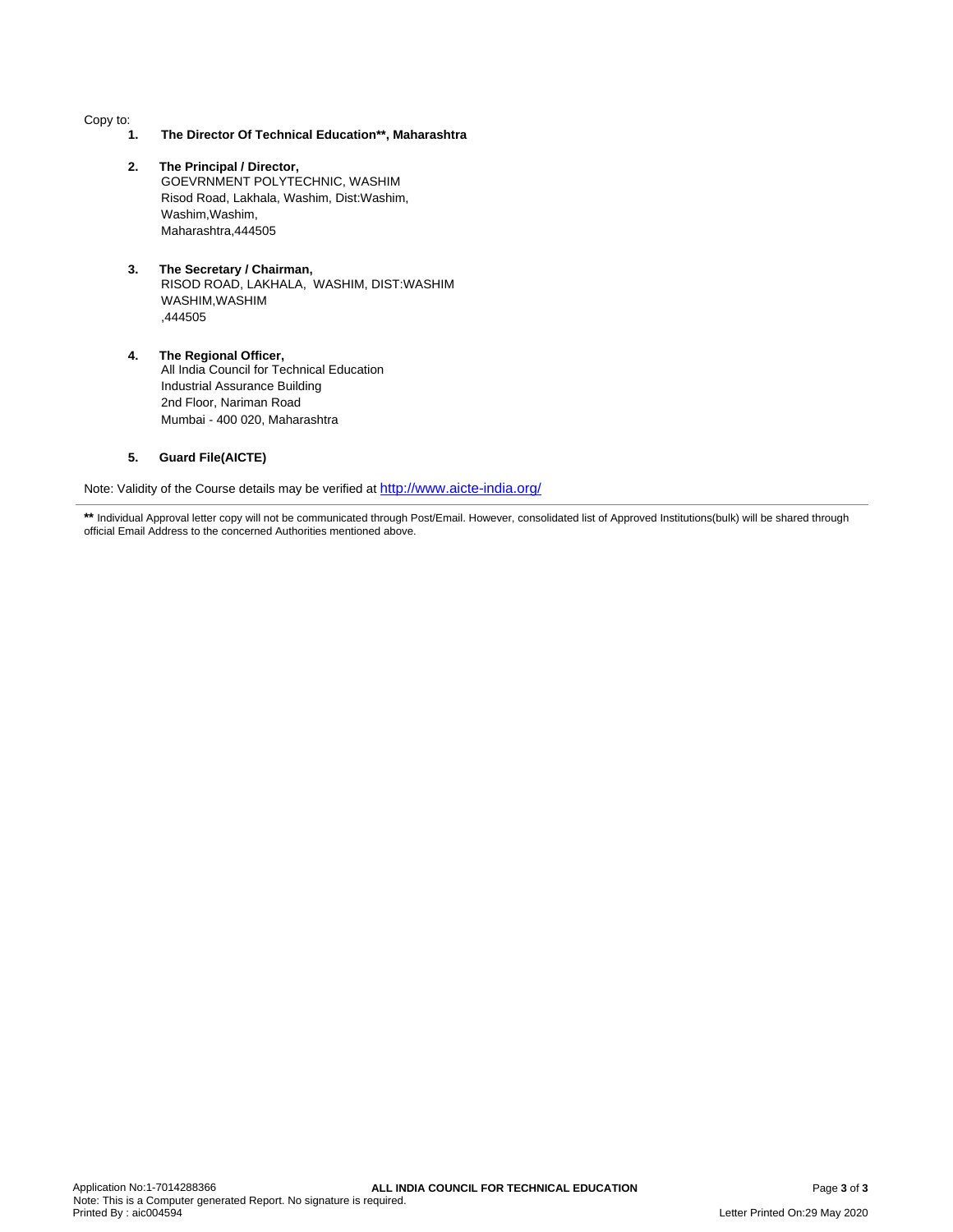Copy to:

1. **The Director Of Technical Education\*\*, Maharashtra**

2. **The Principal / Director,**
   GOEVRNMENT POLYTECHNIC, WASHIM
   Risod Road, Lakhala, Washim, Dist:Washim,
   Washim,Washim,
   Maharashtra,444505

3. **The Secretary / Chairman,**
   RISOD ROAD, LAKHALA, WASHIM, DIST:WASHIM
   WASHIM,WASHIM
   ,444505

4. **The Regional Officer,**
   All India Council for Technical Education
   Industrial Assurance Building
   2nd Floor, Nariman Road
   Mumbai - 400 020, Maharashtra

5. **Guard File(AICTE)**

Note: Validity of the Course details may be verified at http://www.aicte-india.org/

---

**\*\*** Individual Approval letter copy will not be communicated through Post/Email. However, consolidated list of Approved Institutions(bulk) will be shared through official Email Address to the concerned Authorities mentioned above.

Application No:1-7014288366
Note: This is a Computer generated Report. No signature is required.
Printed By : aic004594

Letter Printed On:29 May 2020